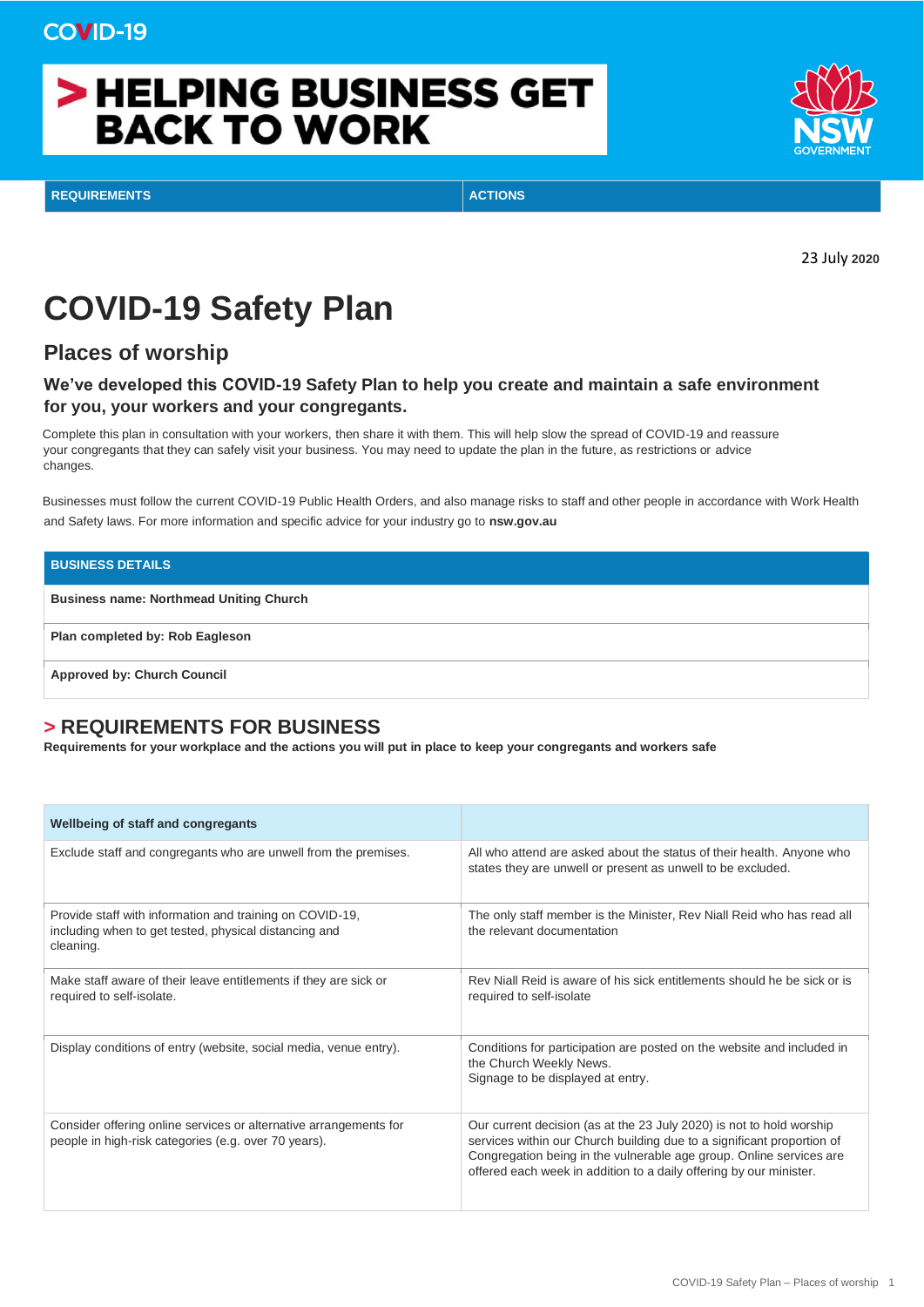COVID-19

# HELPING BUSINESS GET BACK TO WORK

| REQUIREMENTS | ACTIONS |
|---|---|

23 July 2020

# COVID-19 Safety Plan

## Places of worship

### We've developed this COVID-19 Safety Plan to help you create and maintain a safe environment for you, your workers and your congregants.

Complete this plan in consultation with your workers, then share it with them. This will help slow the spread of COVID-19 and reassure your congregants that they can safely visit your business. You may need to update the plan in the future, as restrictions or advice changes.

Businesses must follow the current COVID-19 Public Health Orders, and also manage risks to staff and other people in accordance with Work Health and Safety laws. For more information and specific advice for your industry go to **nsw.gov.au**

| BUSINESS DETAILS |
|---|
| **Business name: Northmead Uniting Church** |
| **Plan completed by: Rob Eagleson** |
| **Approved by: Church Council** |

## > REQUIREMENTS FOR BUSINESS

**Requirements for your workplace and the actions you will put in place to keep your congregants and workers safe**

| Wellbeing of staff and congregants | |
|---|---|
| Exclude staff and congregants who are unwell from the premises. | All who attend are asked about the status of their health. Anyone who states they are unwell or present as unwell to be excluded. |
| Provide staff with information and training on COVID-19, including when to get tested, physical distancing and cleaning. | The only staff member is the Minister, Rev Niall Reid who has read all the relevant documentation |
| Make staff aware of their leave entitlements if they are sick or required to self-isolate. | Rev Niall Reid is aware of his sick entitlements should he be sick or is required to self-isolate |
| Display conditions of entry (website, social media, venue entry). | Conditions for participation are posted on the website and included in the Church Weekly News.<br>Signage to be displayed at entry. |
| Consider offering online services or alternative arrangements for people in high-risk categories (e.g. over 70 years). | Our current decision (as at the 23 July 2020) is not to hold worship services within our Church building due to a significant proportion of Congregation being in the vulnerable age group. Online services are offered each week in addition to a daily offering by our minister. |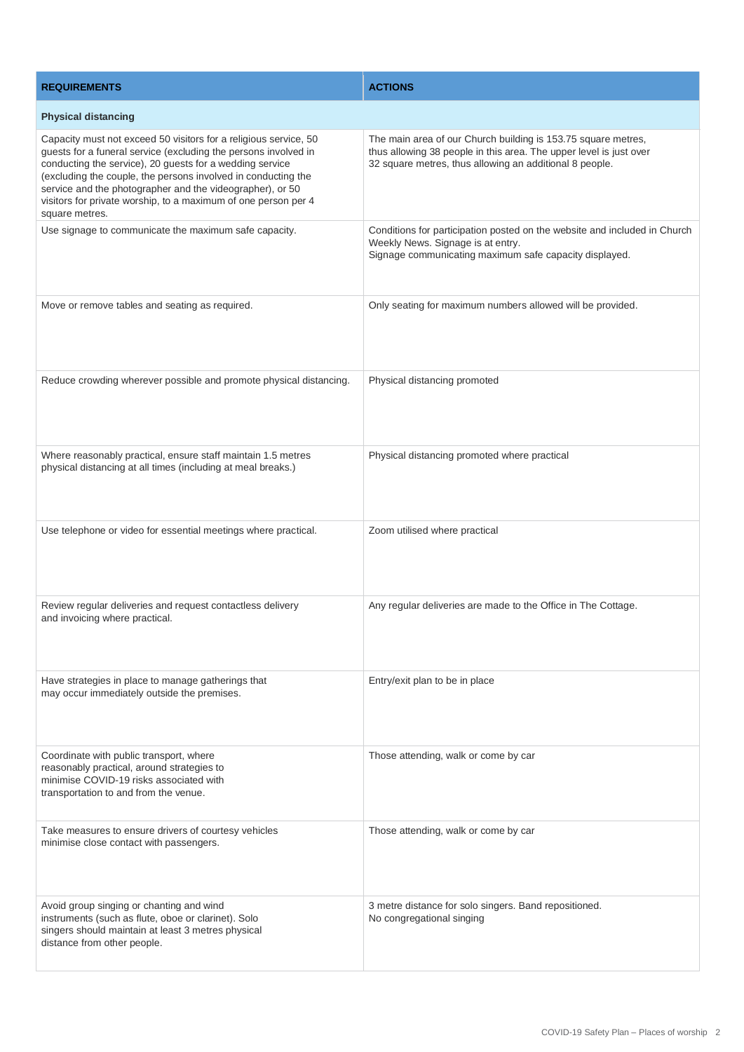| REQUIREMENTS | ACTIONS |
|---|---|
| **Physical distancing** | |
| Capacity must not exceed 50 visitors for a religious service, 50 guests for a funeral service (excluding the persons involved in conducting the service), 20 guests for a wedding service (excluding the couple, the persons involved in conducting the service and the photographer and the videographer), or 50 visitors for private worship, to a maximum of one person per 4 square metres. | The main area of our Church building is 153.75 square metres, thus allowing 38 people in this area. The upper level is just over 32 square metres, thus allowing an additional 8 people. |
| Use signage to communicate the maximum safe capacity. | Conditions for participation posted on the website and included in Church Weekly News. Signage is at entry.<br>Signage communicating maximum safe capacity displayed. |
| Move or remove tables and seating as required. | Only seating for maximum numbers allowed will be provided. |
| Reduce crowding wherever possible and promote physical distancing. | Physical distancing promoted |
| Where reasonably practical, ensure staff maintain 1.5 metres physical distancing at all times (including at meal breaks.) | Physical distancing promoted where practical |
| Use telephone or video for essential meetings where practical. | Zoom utilised where practical |
| Review regular deliveries and request contactless delivery and invoicing where practical. | Any regular deliveries are made to the Office in The Cottage. |
| Have strategies in place to manage gatherings that may occur immediately outside the premises. | Entry/exit plan to be in place |
| Coordinate with public transport, where reasonably practical, around strategies to minimise COVID-19 risks associated with transportation to and from the venue. | Those attending, walk or come by car |
| Take measures to ensure drivers of courtesy vehicles minimise close contact with passengers. | Those attending, walk or come by car |
| Avoid group singing or chanting and wind instruments (such as flute, oboe or clarinet). Solo singers should maintain at least 3 metres physical distance from other people. | 3 metre distance for solo singers. Band repositioned.<br>No congregational singing |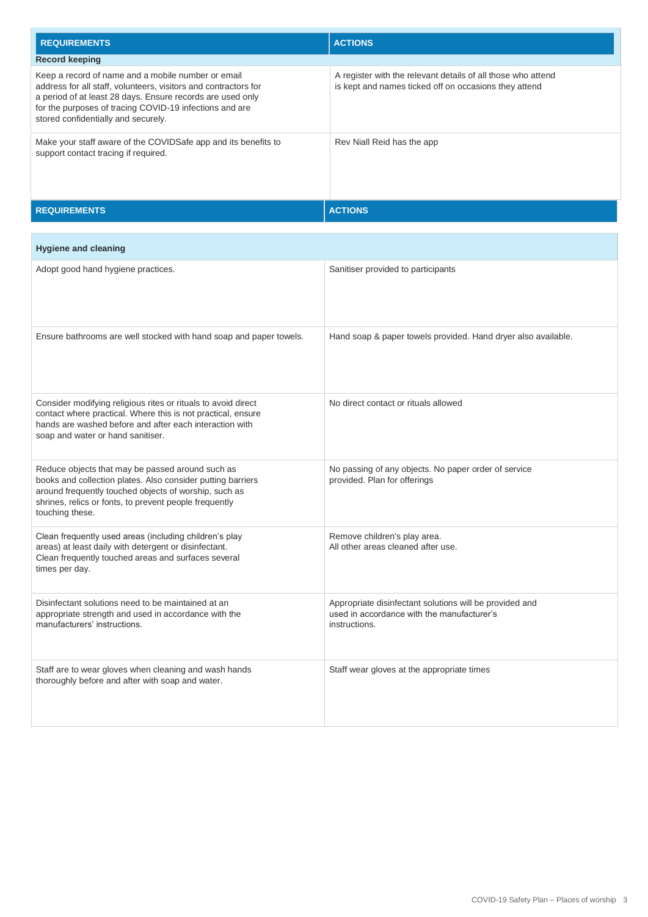| REQUIREMENTS | ACTIONS |
|---|---|
| **Record keeping** | |
| Keep a record of name and a mobile number or email address for all staff, volunteers, visitors and contractors for a period of at least 28 days. Ensure records are used only for the purposes of tracing COVID-19 infections and are stored confidentially and securely. | A register with the relevant details of all those who attend is kept and names ticked off on occasions they attend |
| Make your staff aware of the COVIDSafe app and its benefits to support contact tracing if required. | Rev Niall Reid has the app |

| REQUIREMENTS | ACTIONS |
|---|---|
| **Hygiene and cleaning** | |
| Adopt good hand hygiene practices. | Sanitiser provided to participants |
| Ensure bathrooms are well stocked with hand soap and paper towels. | Hand soap & paper towels provided. Hand dryer also available. |
| Consider modifying religious rites or rituals to avoid direct contact where practical. Where this is not practical, ensure hands are washed before and after each interaction with soap and water or hand sanitiser. | No direct contact or rituals allowed |
| Reduce objects that may be passed around such as books and collection plates. Also consider putting barriers around frequently touched objects of worship, such as shrines, relics or fonts, to prevent people frequently touching these. | No passing of any objects. No paper order of service provided. Plan for offerings |
| Clean frequently used areas (including children's play areas) at least daily with detergent or disinfectant. Clean frequently touched areas and surfaces several times per day. | Remove children's play area.<br>All other areas cleaned after use. |
| Disinfectant solutions need to be maintained at an appropriate strength and used in accordance with the manufacturers' instructions. | Appropriate disinfectant solutions will be provided and used in accordance with the manufacturer's instructions. |
| Staff are to wear gloves when cleaning and wash hands thoroughly before and after with soap and water. | Staff wear gloves at the appropriate times |